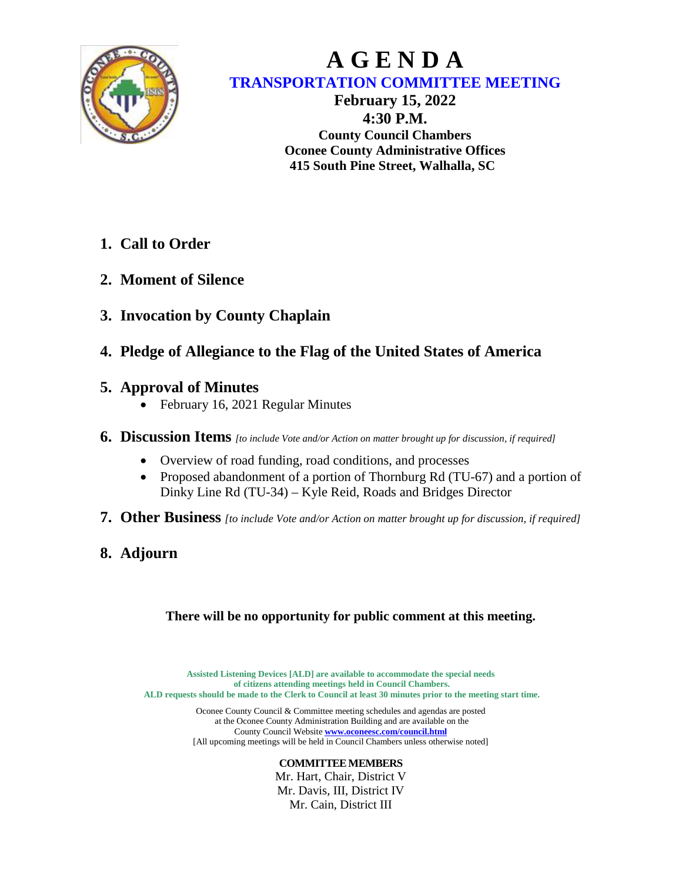# A G E N D A

## TRANSPORTATION COMMITTEE MEETING

**February 15, 2022**
**4:30 P.M.**
**County Council Chambers**
**Oconee County Administrative Offices**
**415 South Pine Street, Walhalla, SC**

1. **Call to Order**

2. **Moment of Silence**

3. **Invocation by County Chaplain**

4. **Pledge of Allegiance to the Flag of the United States of America**

5. **Approval of Minutes**
   - February 16, 2021 Regular Minutes

6. **Discussion Items** *[to include Vote and/or Action on matter brought up for discussion, if required]*
   - Overview of road funding, road conditions, and processes
   - Proposed abandonment of a portion of Thornburg Rd (TU-67) and a portion of Dinky Line Rd (TU-34) – Kyle Reid, Roads and Bridges Director

7. **Other Business** *[to include Vote and/or Action on matter brought up for discussion, if required]*

8. **Adjourn**

**There will be no opportunity for public comment at this meeting.**

**Assisted Listening Devices [ALD] are available to accommodate the special needs of citizens attending meetings held in Council Chambers. ALD requests should be made to the Clerk to Council at least 30 minutes prior to the meeting start time.**

Oconee County Council & Committee meeting schedules and agendas are posted at the Oconee County Administration Building and are available on the County Council Website **www.oconeesc.com/council.html**
[All upcoming meetings will be held in Council Chambers unless otherwise noted]

**COMMITTEE MEMBERS**
Mr. Hart, Chair, District V
Mr. Davis, III, District IV
Mr. Cain, District III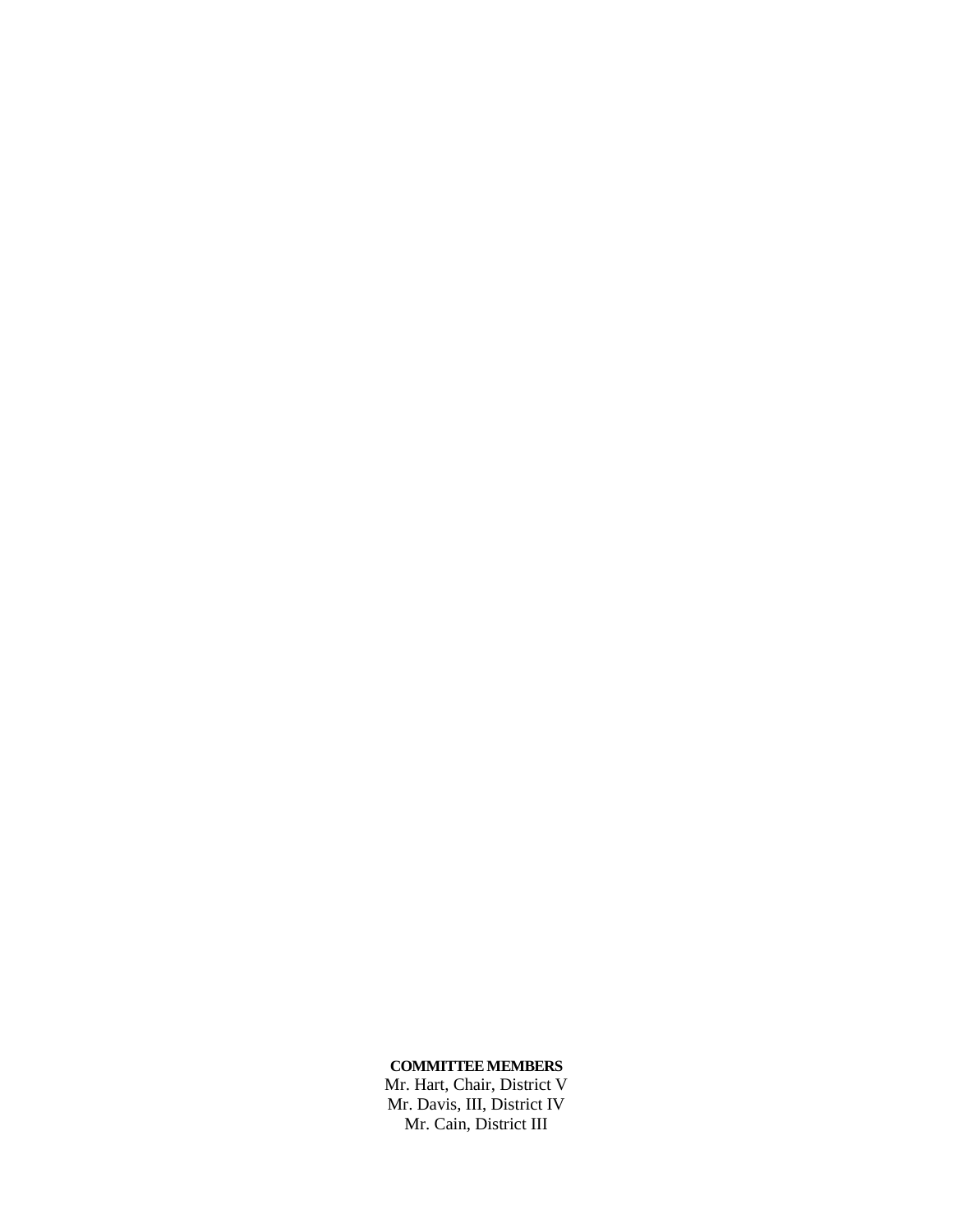**COMMITTEE MEMBERS**

Mr. Hart, Chair, District V
Mr. Davis, III, District IV
Mr. Cain, District III